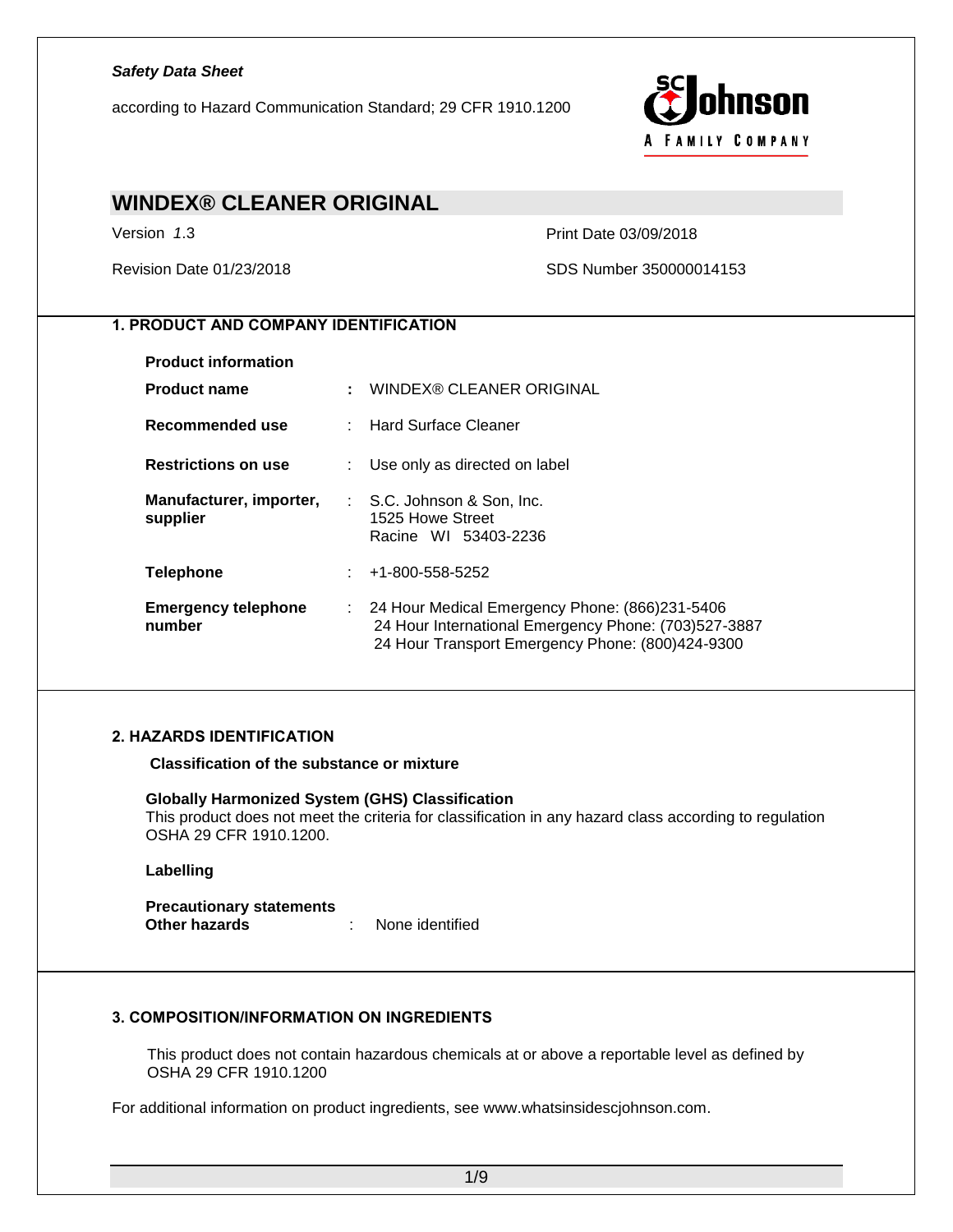*Safety Data Sheet*

according to Hazard Communication Standard; 29 CFR 1910.1200

# WINDEX® CLEANER ORIGINAL

Version *1*.3 Print Date 03/09/2018

Revision Date 01/23/2018 SDS Number 350000014153

## 1. PRODUCT AND COMPANY IDENTIFICATION

**Product information**

**Product name** : WINDEX® CLEANER ORIGINAL

**Recommended use** : Hard Surface Cleaner

**Restrictions on use** : Use only as directed on label

**Manufacturer, importer, supplier** : S.C. Johnson & Son, Inc.
1525 Howe Street
Racine WI 53403-2236

**Telephone** : +1-800-558-5252

**Emergency telephone number** : 24 Hour Medical Emergency Phone: (866)231-5406
24 Hour International Emergency Phone: (703)527-3887
24 Hour Transport Emergency Phone: (800)424-9300

## 2. HAZARDS IDENTIFICATION

**Classification of the substance or mixture**

**Globally Harmonized System (GHS) Classification**
This product does not meet the criteria for classification in any hazard class according to regulation OSHA 29 CFR 1910.1200.

**Labelling**

**Precautionary statements**
**Other hazards** : None identified

## 3. COMPOSITION/INFORMATION ON INGREDIENTS

This product does not contain hazardous chemicals at or above a reportable level as defined by OSHA 29 CFR 1910.1200

For additional information on product ingredients, see www.whatsinsidescjohnson.com.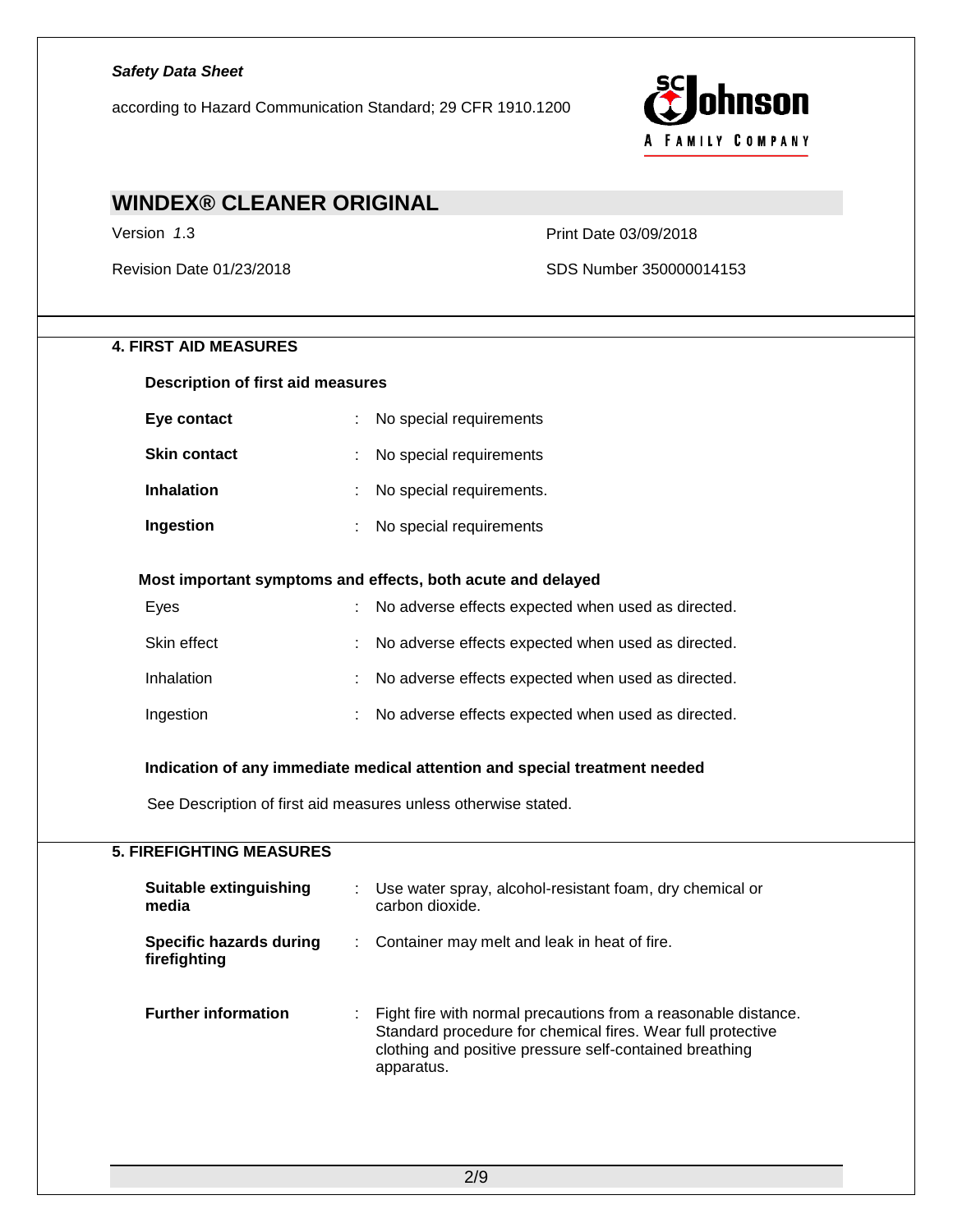## 4. FIRST AID MEASURES

### Description of first aid measures

| | |
|---|---|
| **Eye contact** | : No special requirements |
| **Skin contact** | : No special requirements |
| **Inhalation** | : No special requirements. |
| **Ingestion** | : No special requirements |

### Most important symptoms and effects, both acute and delayed

| | |
|---|---|
| Eyes | : No adverse effects expected when used as directed. |
| Skin effect | : No adverse effects expected when used as directed. |
| Inhalation | : No adverse effects expected when used as directed. |
| Ingestion | : No adverse effects expected when used as directed. |

### Indication of any immediate medical attention and special treatment needed

See Description of first aid measures unless otherwise stated.

## 5. FIREFIGHTING MEASURES

| | |
|---|---|
| **Suitable extinguishing media** | : Use water spray, alcohol-resistant foam, dry chemical or carbon dioxide. |
| **Specific hazards during firefighting** | : Container may melt and leak in heat of fire. |
| **Further information** | : Fight fire with normal precautions from a reasonable distance. Standard procedure for chemical fires. Wear full protective clothing and positive pressure self-contained breathing apparatus. |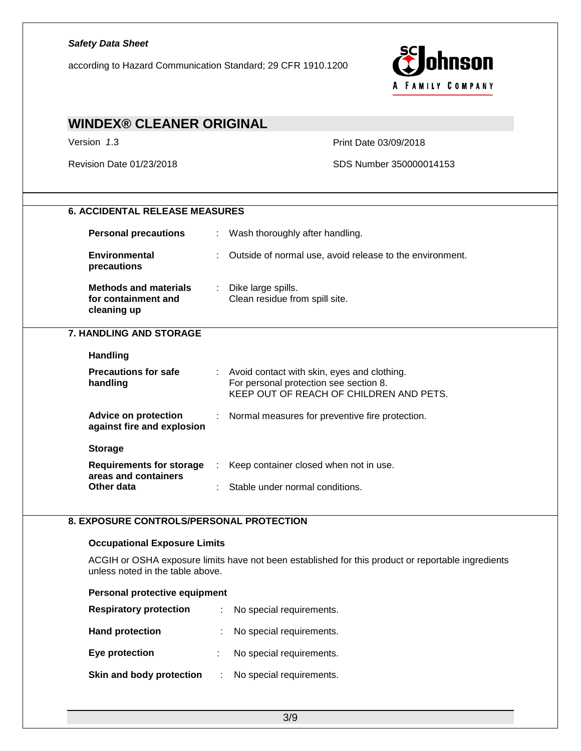## 6. ACCIDENTAL RELEASE MEASURES

| | | |
|---|---|---|
| **Personal precautions** | : | Wash thoroughly after handling. |
| **Environmental precautions** | : | Outside of normal use, avoid release to the environment. |
| **Methods and materials for containment and cleaning up** | : | Dike large spills.<br>Clean residue from spill site. |

## 7. HANDLING AND STORAGE

### Handling

| | | |
|---|---|---|
| **Precautions for safe handling** | : | Avoid contact with skin, eyes and clothing.<br>For personal protection see section 8.<br>KEEP OUT OF REACH OF CHILDREN AND PETS. |
| **Advice on protection against fire and explosion** | : | Normal measures for preventive fire protection. |

### Storage

| | | |
|---|---|---|
| **Requirements for storage areas and containers** | : | Keep container closed when not in use. |
| **Other data** | : | Stable under normal conditions. |

## 8. EXPOSURE CONTROLS/PERSONAL PROTECTION

### Occupational Exposure Limits

ACGIH or OSHA exposure limits have not been established for this product or reportable ingredients unless noted in the table above.

### Personal protective equipment

| | | |
|---|---|---|
| **Respiratory protection** | : | No special requirements. |
| **Hand protection** | : | No special requirements. |
| **Eye protection** | : | No special requirements. |
| **Skin and body protection** | : | No special requirements. |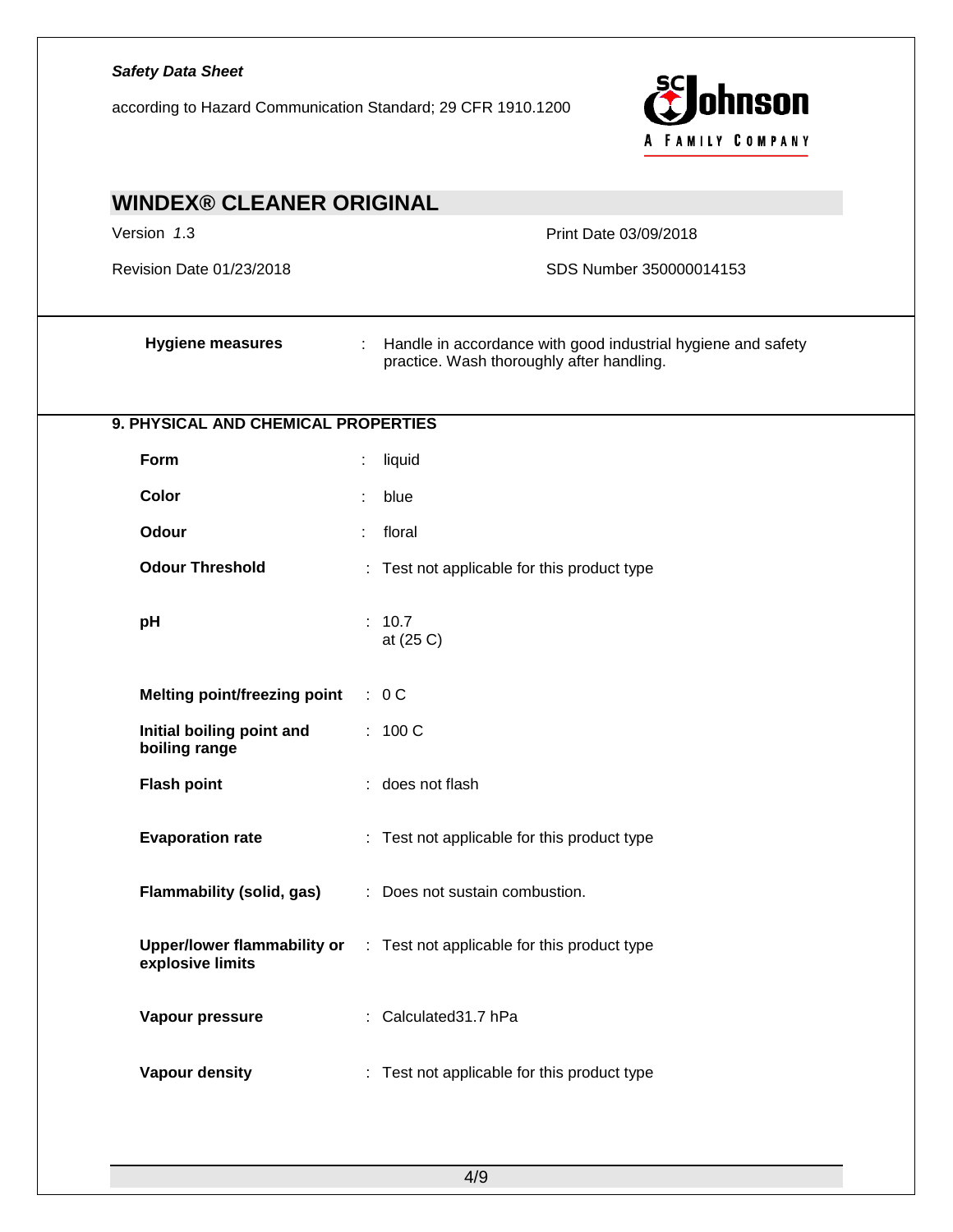| | |
|---|---|
| **Hygiene measures** | Handle in accordance with good industrial hygiene and safety practice. Wash thoroughly after handling. |

## 9. PHYSICAL AND CHEMICAL PROPERTIES

| | |
|---|---|
| **Form** | liquid |
| **Color** | blue |
| **Odour** | floral |
| **Odour Threshold** | Test not applicable for this product type |
| **pH** | 10.7 at (25 C) |
| **Melting point/freezing point** | 0 C |
| **Initial boiling point and boiling range** | 100 C |
| **Flash point** | does not flash |
| **Evaporation rate** | Test not applicable for this product type |
| **Flammability (solid, gas)** | Does not sustain combustion. |
| **Upper/lower flammability or explosive limits** | Test not applicable for this product type |
| **Vapour pressure** | Calculated31.7 hPa |
| **Vapour density** | Test not applicable for this product type |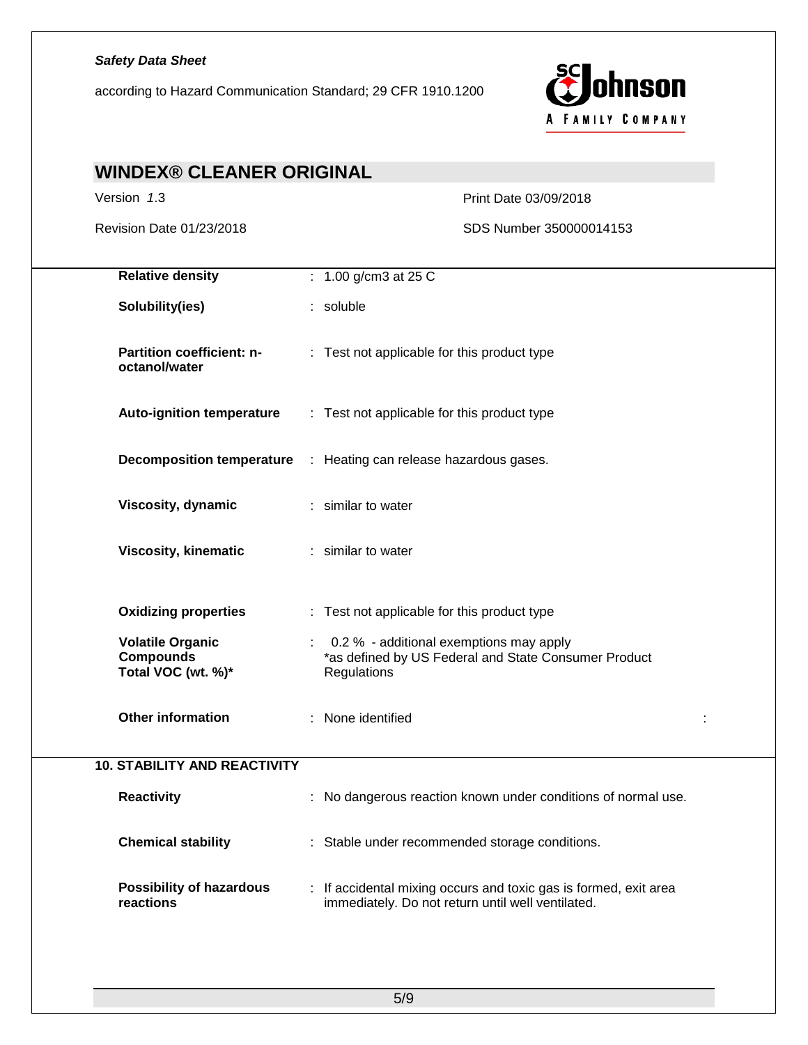| | | |
|---|---|---|
| **Relative density** | : | 1.00 g/cm3 at 25 C |
| **Solubility(ies)** | : | soluble |
| **Partition coefficient: n-octanol/water** | : | Test not applicable for this product type |
| **Auto-ignition temperature** | : | Test not applicable for this product type |
| **Decomposition temperature** | : | Heating can release hazardous gases. |
| **Viscosity, dynamic** | : | similar to water |
| **Viscosity, kinematic** | : | similar to water |
| **Oxidizing properties** | : | Test not applicable for this product type |
| **Volatile Organic Compounds Total VOC (wt. %)*** | : | 0.2 % - additional exemptions may apply *as defined by US Federal and State Consumer Product Regulations |
| **Other information** | : | None identified |

## 10. STABILITY AND REACTIVITY

| | | |
|---|---|---|
| **Reactivity** | : | No dangerous reaction known under conditions of normal use. |
| **Chemical stability** | : | Stable under recommended storage conditions. |
| **Possibility of hazardous reactions** | : | If accidental mixing occurs and toxic gas is formed, exit area immediately. Do not return until well ventilated. |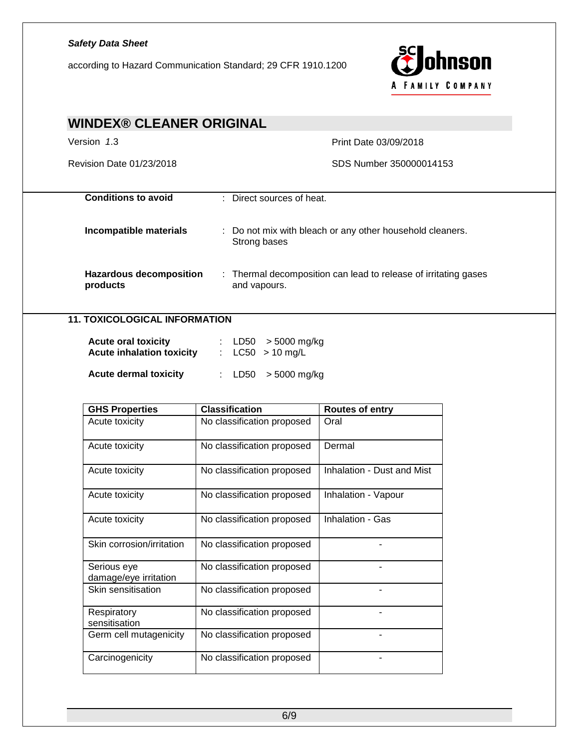**Conditions to avoid** : Direct sources of heat.

**Incompatible materials** : Do not mix with bleach or any other household cleaners. Strong bases

**Hazardous decomposition products** : Thermal decomposition can lead to release of irritating gases and vapours.

## 11. TOXICOLOGICAL INFORMATION

**Acute oral toxicity** : LD50 > 5000 mg/kg
**Acute inhalation toxicity** : LC50 > 10 mg/L

**Acute dermal toxicity** : LD50 > 5000 mg/kg

| GHS Properties | Classification | Routes of entry |
|---|---|---|
| Acute toxicity | No classification proposed | Oral |
| Acute toxicity | No classification proposed | Dermal |
| Acute toxicity | No classification proposed | Inhalation - Dust and Mist |
| Acute toxicity | No classification proposed | Inhalation - Vapour |
| Acute toxicity | No classification proposed | Inhalation - Gas |
| Skin corrosion/irritation | No classification proposed | - |
| Serious eye damage/eye irritation | No classification proposed | - |
| Skin sensitisation | No classification proposed | - |
| Respiratory sensitisation | No classification proposed | - |
| Germ cell mutagenicity | No classification proposed | - |
| Carcinogenicity | No classification proposed | - |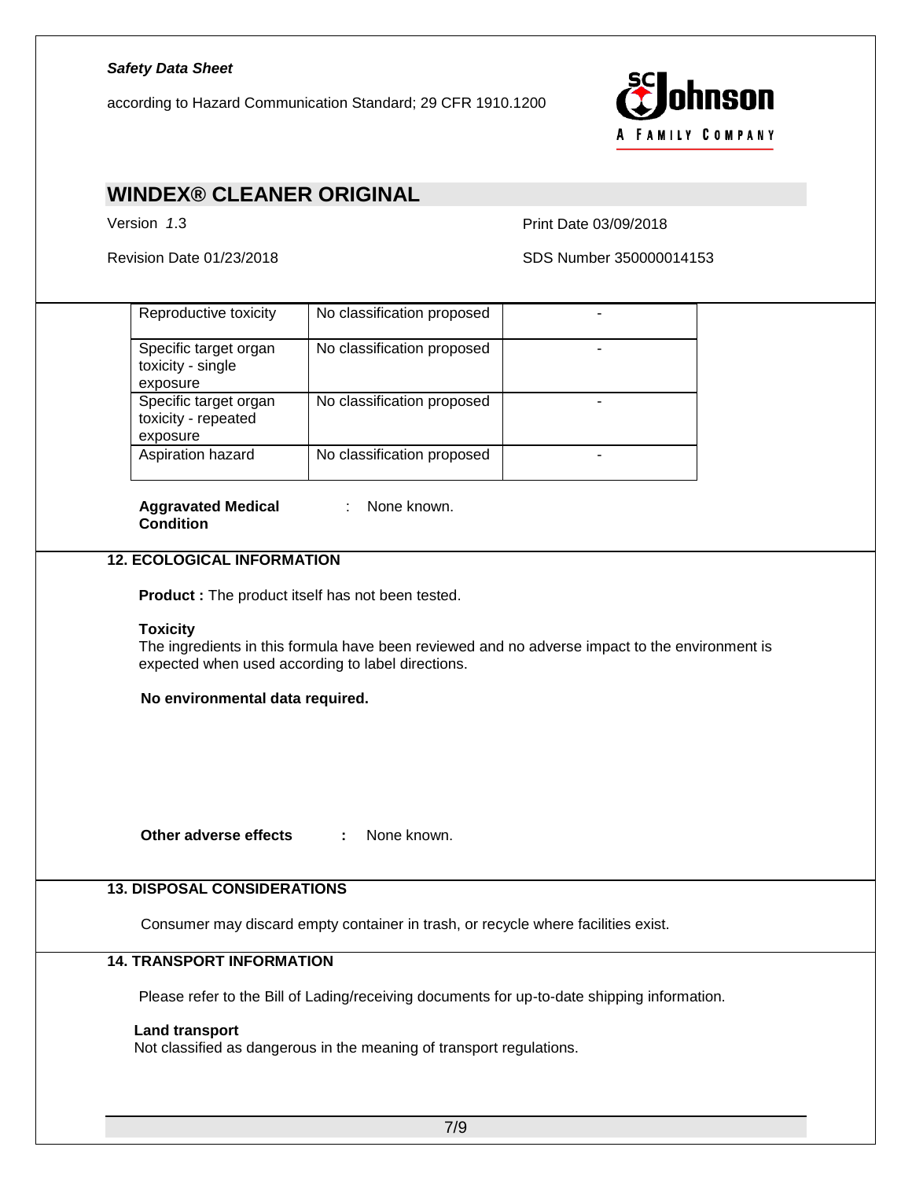| | | |
|---|---|---|
| Reproductive toxicity | No classification proposed | - |
| Specific target organ toxicity - single exposure | No classification proposed | - |
| Specific target organ toxicity - repeated exposure | No classification proposed | - |
| Aspiration hazard | No classification proposed | - |

**Aggravated Medical Condition** : None known.

## 12. ECOLOGICAL INFORMATION

**Product :** The product itself has not been tested.

**Toxicity**
The ingredients in this formula have been reviewed and no adverse impact to the environment is expected when used according to label directions.

**No environmental data required.**

**Other adverse effects** **:** None known.

## 13. DISPOSAL CONSIDERATIONS

Consumer may discard empty container in trash, or recycle where facilities exist.

## 14. TRANSPORT INFORMATION

Please refer to the Bill of Lading/receiving documents for up-to-date shipping information.

**Land transport**
Not classified as dangerous in the meaning of transport regulations.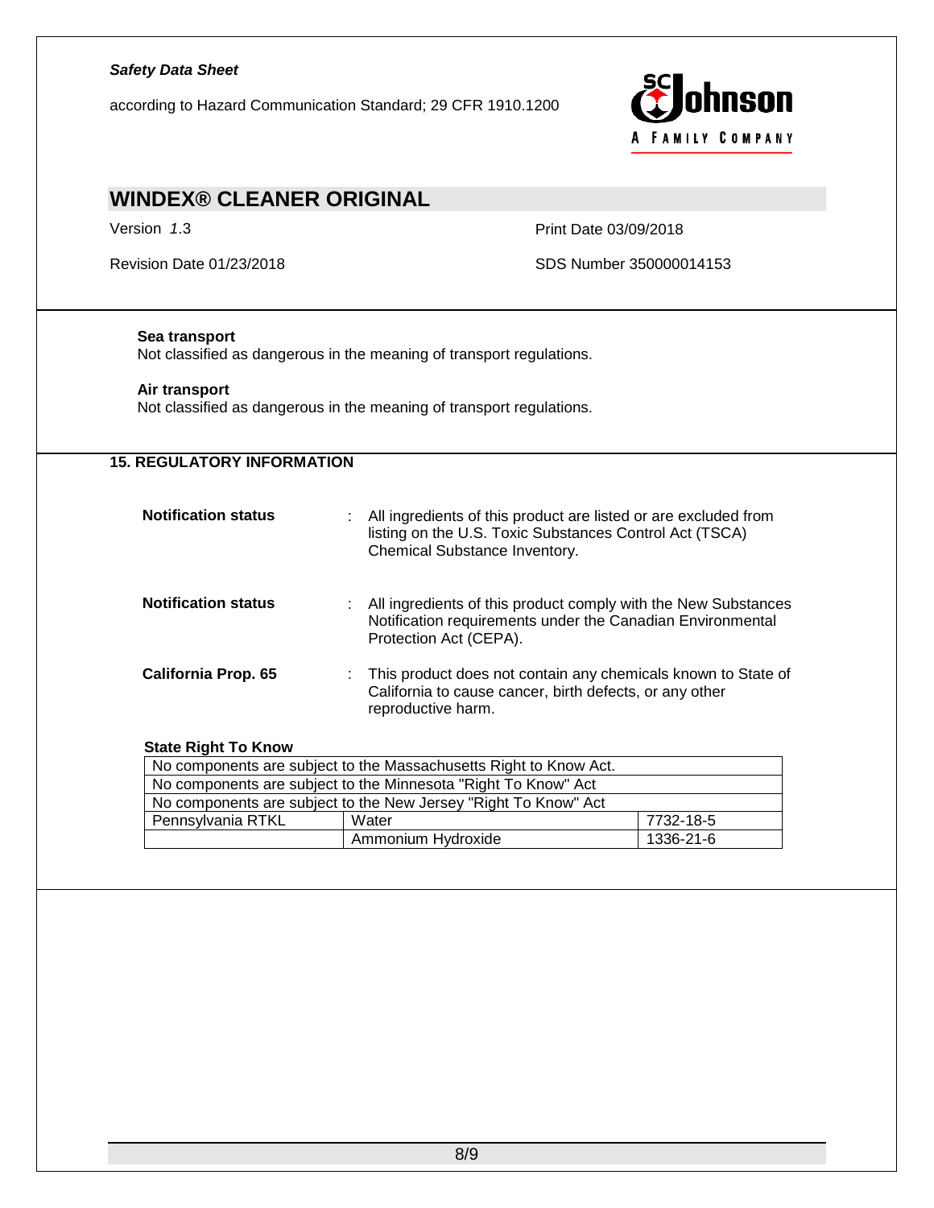**Sea transport**
Not classified as dangerous in the meaning of transport regulations.

**Air transport**
Not classified as dangerous in the meaning of transport regulations.

## 15. REGULATORY INFORMATION

**Notification status** : All ingredients of this product are listed or are excluded from listing on the U.S. Toxic Substances Control Act (TSCA) Chemical Substance Inventory.

**Notification status** : All ingredients of this product comply with the New Substances Notification requirements under the Canadian Environmental Protection Act (CEPA).

**California Prop. 65** : This product does not contain any chemicals known to State of California to cause cancer, birth defects, or any other reproductive harm.

**State Right To Know**

| No components are subject to the Massachusetts Right to Know Act. | | |
|---|---|---|
| No components are subject to the Minnesota "Right To Know" Act | | |
| No components are subject to the New Jersey "Right To Know" Act | | |
| Pennsylvania RTKL | Water | 7732-18-5 |
| | Ammonium Hydroxide | 1336-21-6 |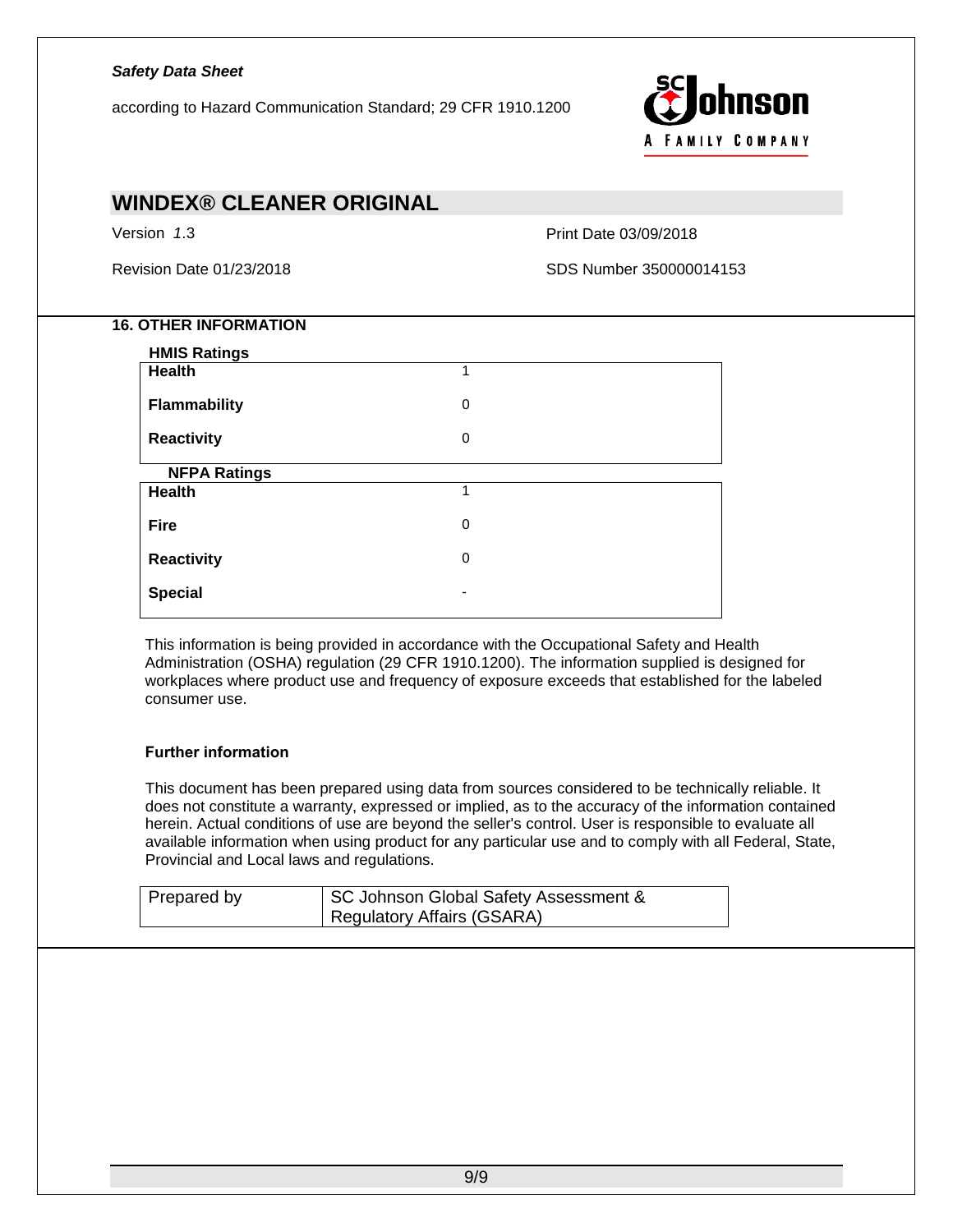*Safety Data Sheet*

according to Hazard Communication Standard; 29 CFR 1910.1200

## WINDEX® CLEANER ORIGINAL

Version 1.3

Print Date 03/09/2018

Revision Date 01/23/2018

SDS Number 350000014153

### 16. OTHER INFORMATION

**HMIS Ratings**

| | |
|---|---|
| **Health** | 1 |
| **Flammability** | 0 |
| **Reactivity** | 0 |

**NFPA Ratings**

| | |
|---|---|
| **Health** | 1 |
| **Fire** | 0 |
| **Reactivity** | 0 |
| **Special** | - |

This information is being provided in accordance with the Occupational Safety and Health Administration (OSHA) regulation (29 CFR 1910.1200). The information supplied is designed for workplaces where product use and frequency of exposure exceeds that established for the labeled consumer use.

**Further information**

This document has been prepared using data from sources considered to be technically reliable. It does not constitute a warranty, expressed or implied, as to the accuracy of the information contained herein. Actual conditions of use are beyond the seller's control. User is responsible to evaluate all available information when using product for any particular use and to comply with all Federal, State, Provincial and Local laws and regulations.

| | |
|---|---|
| Prepared by | SC Johnson Global Safety Assessment & Regulatory Affairs (GSARA) |